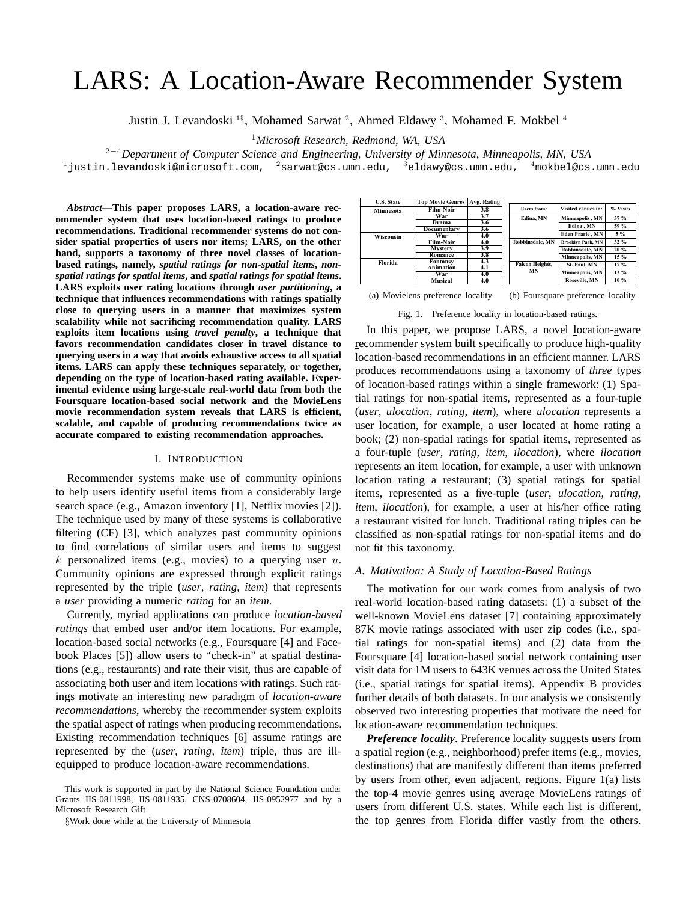# LARS: A Location-Aware Recommender System

Justin J. Levandoski [1§], Mohamed Sarwat [2], Ahmed Eldawy [3], Mohamed F. Mokbel [4]

[1]*Microsoft Research, Redmond, WA, USA*

[2−4]*Department of Computer Science and Engineering, University of Minnesota, Minneapolis, MN, USA*

[1]justin.levandoski@microsoft.com, [2]sarwat@cs.umn.edu, [3]eldawy@cs.umn.edu, [4]mokbel@cs.umn.edu

***Abstract*—This paper proposes LARS, a location-aware recommender system that uses location-based ratings to produce recommendations. Traditional recommender systems do not consider spatial properties of users nor items; LARS, on the other hand, supports a taxonomy of three novel classes of location-based ratings, namely, *spatial ratings for non-spatial items*, *non-spatial ratings for spatial items*, and *spatial ratings for spatial items*. LARS exploits user rating locations through *user partitioning*, a technique that influences recommendations with ratings spatially close to querying users in a manner that maximizes system scalability while not sacrificing recommendation quality. LARS exploits item locations using *travel penalty*, a technique that favors recommendation candidates closer in travel distance to querying users in a way that avoids exhaustive access to all spatial items. LARS can apply these techniques separately, or together, depending on the type of location-based rating available. Experimental evidence using large-scale real-world data from both the Foursquare location-based social network and the MovieLens movie recommendation system reveals that LARS is efficient, scalable, and capable of producing recommendations twice as accurate compared to existing recommendation approaches.**

## I. Introduction

Recommender systems make use of community opinions to help users identify useful items from a considerably large search space (e.g., Amazon inventory [1], Netflix movies [2]). The technique used by many of these systems is collaborative filtering (CF) [3], which analyzes past community opinions to find correlations of similar users and items to suggest $k$ personalized items (e.g., movies) to a querying user $u$. Community opinions are expressed through explicit ratings represented by the triple (*user*, *rating*, *item*) that represents a *user* providing a numeric *rating* for an *item*.

Currently, myriad applications can produce *location-based ratings* that embed user and/or item locations. For example, location-based social networks (e.g., Foursquare [4] and Facebook Places [5]) allow users to "check-in" at spatial destinations (e.g., restaurants) and rate their visit, thus are capable of associating both user and item locations with ratings. Such ratings motivate an interesting new paradigm of *location-aware recommendations*, whereby the recommender system exploits the spatial aspect of ratings when producing recommendations. Existing recommendation techniques [6] assume ratings are represented by the (*user*, *rating*, *item*) triple, thus are ill-equipped to produce location-aware recommendations.

This work is supported in part by the National Science Foundation under Grants IIS-0811998, IIS-0811935, CNS-0708604, IIS-0952977 and by a Microsoft Research Gift

§Work done while at the University of Minnesota

| U.S. State | Top Movie Genres | Avg. Rating |
|---|---|---|
| Minnesota | Film-Noir | 3.8 |
| | War | 3.7 |
| | Drama | 3.6 |
| | Documentary | 3.6 |
| Wisconsin | War | 4.0 |
| | Film-Noir | 4.0 |
| | Mystery | 3.9 |
| | Romance | 3.8 |
| Florida | Fantasy | 4.3 |
| | Animation | 4.1 |
| | War | 4.0 |
| | Musical | 4.0 |

(a) Movielens preference locality

| Users from: | Visited venues in: | % Visits |
|---|---|---|
| Edina, MN | Minneapolis , MN | 37 % |
| | Edina , MN | 59 % |
| | Eden Prarie , MN | 5 % |
| Robbinsdale, MN | Brooklyn Park, MN | 32 % |
| | Robbinsdale, MN | 20 % |
| | Minneapolis, MN | 15 % |
| Falcon Heights, MN | St. Paul, MN | 17 % |
| | Minneapolis, MN | 13 % |
| | Roseville, MN | 10 % |

(b) Foursquare preference locality

Fig. 1. Preference locality in location-based ratings.

In this paper, we propose LARS, a novel location-aware recommender system built specifically to produce high-quality location-based recommendations in an efficient manner. LARS produces recommendations using a taxonomy of *three* types of location-based ratings within a single framework: (1) Spatial ratings for non-spatial items, represented as a four-tuple (*user*, *ulocation*, *rating*, *item*), where *ulocation* represents a user location, for example, a user located at home rating a book; (2) non-spatial ratings for spatial items, represented as a four-tuple (*user*, *rating*, *item*, *ilocation*), where *ilocation* represents an item location, for example, a user with unknown location rating a restaurant; (3) spatial ratings for spatial items, represented as a five-tuple (*user*, *ulocation*, *rating*, *item*, *ilocation*), for example, a user at his/her office rating a restaurant visited for lunch. Traditional rating triples can be classified as non-spatial ratings for non-spatial items and do not fit this taxonomy.

### A. Motivation: A Study of Location-Based Ratings

The motivation for our work comes from analysis of two real-world location-based rating datasets: (1) a subset of the well-known MovieLens dataset [7] containing approximately 87K movie ratings associated with user zip codes (i.e., spatial ratings for non-spatial items) and (2) data from the Foursquare [4] location-based social network containing user visit data for 1M users to 643K venues across the United States (i.e., spatial ratings for spatial items). Appendix B provides further details of both datasets. In our analysis we consistently observed two interesting properties that motivate the need for location-aware recommendation techniques.

***Preference locality***. Preference locality suggests users from a spatial region (e.g., neighborhood) prefer items (e.g., movies, destinations) that are manifestly different than items preferred by users from other, even adjacent, regions. Figure 1(a) lists the top-4 movie genres using average MovieLens ratings of users from different U.S. states. While each list is different, the top genres from Florida differ vastly from the others.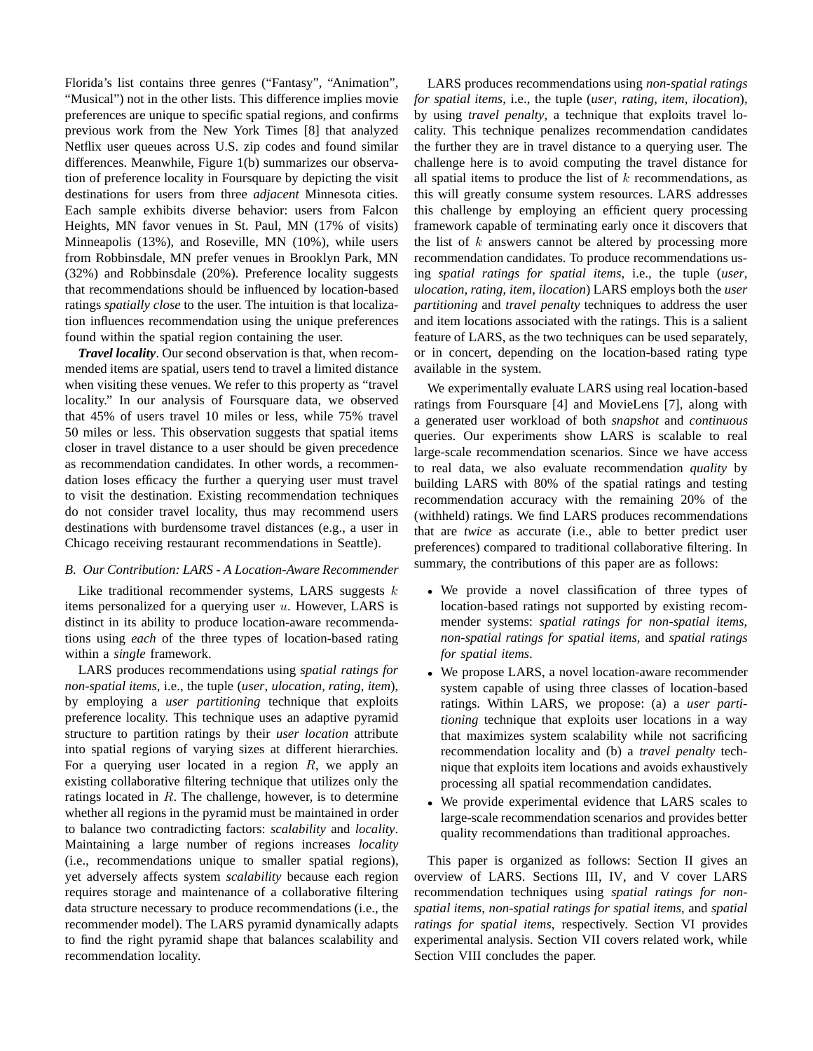Florida's list contains three genres ("Fantasy", "Animation", "Musical") not in the other lists. This difference implies movie preferences are unique to specific spatial regions, and confirms previous work from the New York Times [8] that analyzed Netflix user queues across U.S. zip codes and found similar differences. Meanwhile, Figure 1(b) summarizes our observation of preference locality in Foursquare by depicting the visit destinations for users from three *adjacent* Minnesota cities. Each sample exhibits diverse behavior: users from Falcon Heights, MN favor venues in St. Paul, MN (17% of visits) Minneapolis (13%), and Roseville, MN (10%), while users from Robbinsdale, MN prefer venues in Brooklyn Park, MN (32%) and Robbinsdale (20%). Preference locality suggests that recommendations should be influenced by location-based ratings *spatially close* to the user. The intuition is that localization influences recommendation using the unique preferences found within the spatial region containing the user.

***Travel locality***. Our second observation is that, when recommended items are spatial, users tend to travel a limited distance when visiting these venues. We refer to this property as "travel locality." In our analysis of Foursquare data, we observed that 45% of users travel 10 miles or less, while 75% travel 50 miles or less. This observation suggests that spatial items closer in travel distance to a user should be given precedence as recommendation candidates. In other words, a recommendation loses efficacy the further a querying user must travel to visit the destination. Existing recommendation techniques do not consider travel locality, thus may recommend users destinations with burdensome travel distances (e.g., a user in Chicago receiving restaurant recommendations in Seattle).

### B. Our Contribution: LARS - A Location-Aware Recommender

Like traditional recommender systems, LARS suggests $k$ items personalized for a querying user $u$. However, LARS is distinct in its ability to produce location-aware recommendations using *each* of the three types of location-based rating within a *single* framework.

LARS produces recommendations using *spatial ratings for non-spatial items*, i.e., the tuple (*user*, *ulocation*, *rating*, *item*), by employing a *user partitioning* technique that exploits preference locality. This technique uses an adaptive pyramid structure to partition ratings by their *user location* attribute into spatial regions of varying sizes at different hierarchies. For a querying user located in a region $R$, we apply an existing collaborative filtering technique that utilizes only the ratings located in $R$. The challenge, however, is to determine whether all regions in the pyramid must be maintained in order to balance two contradicting factors: *scalability* and *locality*. Maintaining a large number of regions increases *locality* (i.e., recommendations unique to smaller spatial regions), yet adversely affects system *scalability* because each region requires storage and maintenance of a collaborative filtering data structure necessary to produce recommendations (i.e., the recommender model). The LARS pyramid dynamically adapts to find the right pyramid shape that balances scalability and recommendation locality.

LARS produces recommendations using *non-spatial ratings for spatial items*, i.e., the tuple (*user*, *rating*, *item*, *ilocation*), by using *travel penalty*, a technique that exploits travel locality. This technique penalizes recommendation candidates the further they are in travel distance to a querying user. The challenge here is to avoid computing the travel distance for all spatial items to produce the list of $k$ recommendations, as this will greatly consume system resources. LARS addresses this challenge by employing an efficient query processing framework capable of terminating early once it discovers that the list of $k$ answers cannot be altered by processing more recommendation candidates. To produce recommendations using *spatial ratings for spatial items*, i.e., the tuple (*user*, *ulocation*, *rating*, *item*, *ilocation*) LARS employs both the *user partitioning* and *travel penalty* techniques to address the user and item locations associated with the ratings. This is a salient feature of LARS, as the two techniques can be used separately, or in concert, depending on the location-based rating type available in the system.

We experimentally evaluate LARS using real location-based ratings from Foursquare [4] and MovieLens [7], along with a generated user workload of both *snapshot* and *continuous* queries. Our experiments show LARS is scalable to real large-scale recommendation scenarios. Since we have access to real data, we also evaluate recommendation *quality* by building LARS with 80% of the spatial ratings and testing recommendation accuracy with the remaining 20% of the (withheld) ratings. We find LARS produces recommendations that are *twice* as accurate (i.e., able to better predict user preferences) compared to traditional collaborative filtering. In summary, the contributions of this paper are as follows:

- We provide a novel classification of three types of location-based ratings not supported by existing recommender systems: *spatial ratings for non-spatial items*, *non-spatial ratings for spatial items*, and *spatial ratings for spatial items*.
- We propose LARS, a novel location-aware recommender system capable of using three classes of location-based ratings. Within LARS, we propose: (a) a *user partitioning* technique that exploits user locations in a way that maximizes system scalability while not sacrificing recommendation locality and (b) a *travel penalty* technique that exploits item locations and avoids exhaustively processing all spatial recommendation candidates.
- We provide experimental evidence that LARS scales to large-scale recommendation scenarios and provides better quality recommendations than traditional approaches.

This paper is organized as follows: Section II gives an overview of LARS. Sections III, IV, and V cover LARS recommendation techniques using *spatial ratings for non-spatial items*, *non-spatial ratings for spatial items*, and *spatial ratings for spatial items*, respectively. Section VI provides experimental analysis. Section VII covers related work, while Section VIII concludes the paper.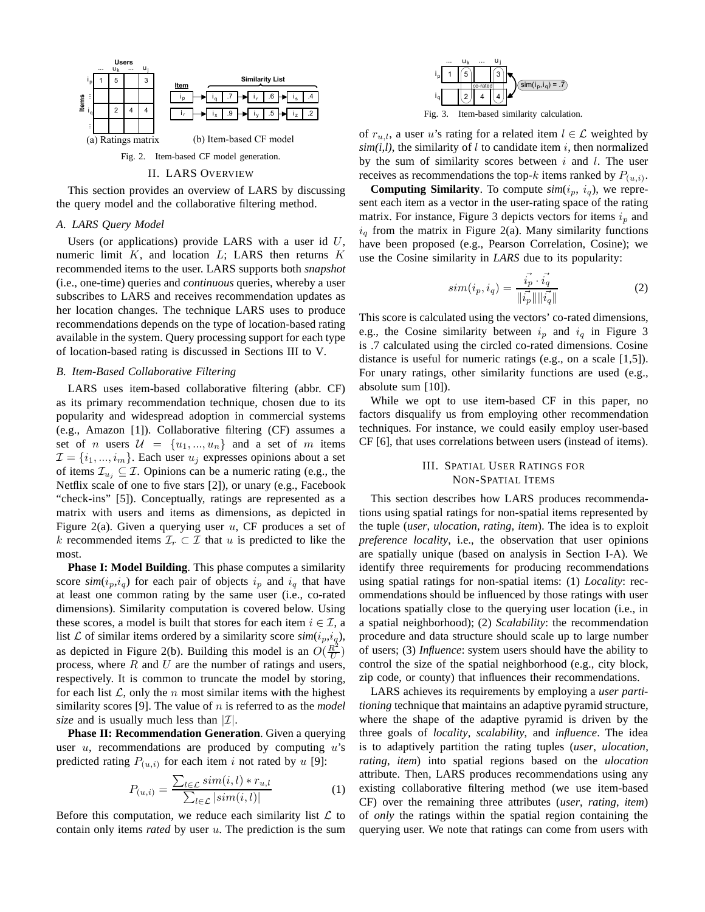Fig. 2. Item-based CF model generation.

## II. LARS Overview

This section provides an overview of LARS by discussing the query model and the collaborative filtering method.

### A. LARS Query Model

Users (or applications) provide LARS with a user id $U$, numeric limit $K$, and location $L$; LARS then returns $K$ recommended items to the user. LARS supports both *snapshot* (i.e., one-time) queries and *continuous* queries, whereby a user subscribes to LARS and receives recommendation updates as her location changes. The technique LARS uses to produce recommendations depends on the type of location-based rating available in the system. Query processing support for each type of location-based rating is discussed in Sections III to V.

### B. Item-Based Collaborative Filtering

LARS uses item-based collaborative filtering (abbr. CF) as its primary recommendation technique, chosen due to its popularity and widespread adoption in commercial systems (e.g., Amazon [1]). Collaborative filtering (CF) assumes a set of $n$ users $\mathcal{U} = \{u_1, ..., u_n\}$ and a set of $m$ items $\mathcal{I} = \{i_1, ..., i_m\}$. Each user $u_j$ expresses opinions about a set of items $\mathcal{I}_{u_j} \subseteq \mathcal{I}$. Opinions can be a numeric rating (e.g., the Netflix scale of one to five stars [2]), or unary (e.g., Facebook "check-ins" [5]). Conceptually, ratings are represented as a matrix with users and items as dimensions, as depicted in Figure 2(a). Given a querying user $u$, CF produces a set of $k$ recommended items $\mathcal{I}_r \subset \mathcal{I}$ that $u$ is predicted to like the most.

**Phase I: Model Building**. This phase computes a similarity score *sim*($i_p$,$i_q$) for each pair of objects $i_p$ and $i_q$ that have at least one common rating by the same user (i.e., co-rated dimensions). Similarity computation is covered below. Using these scores, a model is built that stores for each item $i \in \mathcal{I}$, a list $\mathcal{L}$ of similar items ordered by a similarity score *sim*($i_p$,$i_q$), as depicted in Figure 2(b). Building this model is an $O(\frac{R^2}{U})$ process, where $R$ and $U$ are the number of ratings and users, respectively. It is common to truncate the model by storing, for each list $\mathcal{L}$, only the $n$ most similar items with the highest similarity scores [9]. The value of $n$ is referred to as the *model size* and is usually much less than $|\mathcal{I}|$.

**Phase II: Recommendation Generation**. Given a querying user $u$, recommendations are produced by computing $u$'s predicted rating $P_{(u,i)}$ for each item $i$ not rated by $u$ [9]:

$$P_{(u,i)} = \frac{\sum_{l \in \mathcal{L}} sim(i,l) * r_{u,l}}{\sum_{l \in \mathcal{L}} |sim(i,l)|} \tag{1}$$

Before this computation, we reduce each similarity list $\mathcal{L}$ to contain only items *rated* by user $u$. The prediction is the sum of $r_{u,l}$, a user $u$'s rating for a related item $l \in \mathcal{L}$ weighted by *sim(i,l)*, the similarity of $l$ to candidate item $i$, then normalized by the sum of similarity scores between $i$ and $l$. The user receives as recommendations the top-$k$ items ranked by $P_{(u,i)}$.

Fig. 3. Item-based similarity calculation.

**Computing Similarity**. To compute *sim*($i_p$, $i_q$), we represent each item as a vector in the user-rating space of the rating matrix. For instance, Figure 3 depicts vectors for items $i_p$ and $i_q$ from the matrix in Figure 2(a). Many similarity functions have been proposed (e.g., Pearson Correlation, Cosine); we use the Cosine similarity in *LARS* due to its popularity:

$$sim(i_p, i_q) = \frac{\vec{i_p} \cdot \vec{i_q}}{\|\vec{i_p}\| \|\vec{i_q}\|} \tag{2}$$

This score is calculated using the vectors' co-rated dimensions, e.g., the Cosine similarity between $i_p$ and $i_q$ in Figure 3 is .7 calculated using the circled co-rated dimensions. Cosine distance is useful for numeric ratings (e.g., on a scale [1,5]). For unary ratings, other similarity functions are used (e.g., absolute sum [10]).

While we opt to use item-based CF in this paper, no factors disqualify us from employing other recommendation techniques. For instance, we could easily employ user-based CF [6], that uses correlations between users (instead of items).

## III. Spatial User Ratings for Non-Spatial Items

This section describes how LARS produces recommendations using spatial ratings for non-spatial items represented by the tuple (*user*, *ulocation*, *rating*, *item*). The idea is to exploit *preference locality*, i.e., the observation that user opinions are spatially unique (based on analysis in Section I-A). We identify three requirements for producing recommendations using spatial ratings for non-spatial items: (1) *Locality*: recommendations should be influenced by those ratings with user locations spatially close to the querying user location (i.e., in a spatial neighborhood); (2) *Scalability*: the recommendation procedure and data structure should scale up to large number of users; (3) *Influence*: system users should have the ability to control the size of the spatial neighborhood (e.g., city block, zip code, or county) that influences their recommendations.

LARS achieves its requirements by employing a *user partitioning* technique that maintains an adaptive pyramid structure, where the shape of the adaptive pyramid is driven by the three goals of *locality*, *scalability*, and *influence*. The idea is to adaptively partition the rating tuples (*user*, *ulocation*, *rating*, *item*) into spatial regions based on the *ulocation* attribute. Then, LARS produces recommendations using any existing collaborative filtering method (we use item-based CF) over the remaining three attributes (*user*, *rating*, *item*) of *only* the ratings within the spatial region containing the querying user. We note that ratings can come from users with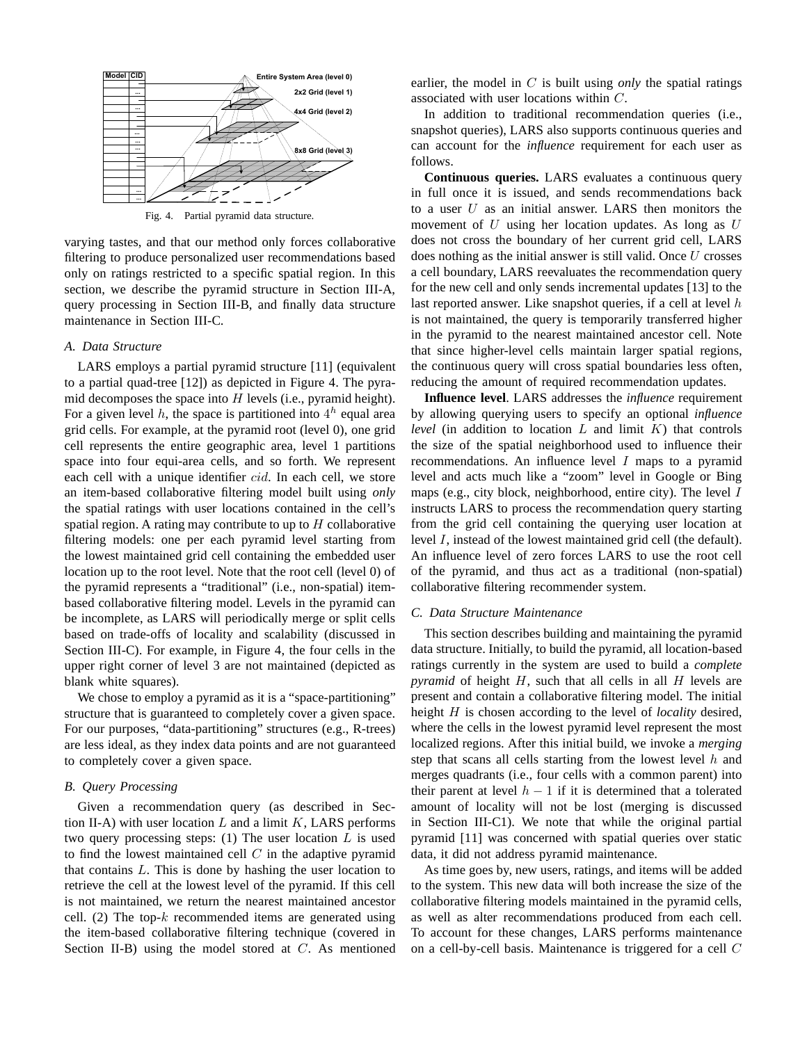Model | CID

Entire System Area (level 0)

2x2 Grid (level 1)

4x4 Grid (level 2)

8x8 Grid (level 3)

Fig. 4. Partial pyramid data structure.

varying tastes, and that our method only forces collaborative filtering to produce personalized user recommendations based only on ratings restricted to a specific spatial region. In this section, we describe the pyramid structure in Section III-A, query processing in Section III-B, and finally data structure maintenance in Section III-C.

### A. Data Structure

LARS employs a partial pyramid structure [11] (equivalent to a partial quad-tree [12]) as depicted in Figure 4. The pyramid decomposes the space into $H$ levels (i.e., pyramid height). For a given level $h$, the space is partitioned into $4^h$ equal area grid cells. For example, at the pyramid root (level 0), one grid cell represents the entire geographic area, level 1 partitions space into four equi-area cells, and so forth. We represent each cell with a unique identifier $cid$. In each cell, we store an item-based collaborative filtering model built using *only* the spatial ratings with user locations contained in the cell's spatial region. A rating may contribute to up to $H$ collaborative filtering models: one per each pyramid level starting from the lowest maintained grid cell containing the embedded user location up to the root level. Note that the root cell (level 0) of the pyramid represents a "traditional" (i.e., non-spatial) item-based collaborative filtering model. Levels in the pyramid can be incomplete, as LARS will periodically merge or split cells based on trade-offs of locality and scalability (discussed in Section III-C). For example, in Figure 4, the four cells in the upper right corner of level 3 are not maintained (depicted as blank white squares).

We chose to employ a pyramid as it is a "space-partitioning" structure that is guaranteed to completely cover a given space. For our purposes, "data-partitioning" structures (e.g., R-trees) are less ideal, as they index data points and are not guaranteed to completely cover a given space.

### B. Query Processing

Given a recommendation query (as described in Section II-A) with user location $L$ and a limit $K$, LARS performs two query processing steps: (1) The user location $L$ is used to find the lowest maintained cell $C$ in the adaptive pyramid that contains $L$. This is done by hashing the user location to retrieve the cell at the lowest level of the pyramid. If this cell is not maintained, we return the nearest maintained ancestor cell. (2) The top-$k$ recommended items are generated using the item-based collaborative filtering technique (covered in Section II-B) using the model stored at $C$. As mentioned earlier, the model in $C$ is built using *only* the spatial ratings associated with user locations within $C$.

In addition to traditional recommendation queries (i.e., snapshot queries), LARS also supports continuous queries and can account for the *influence* requirement for each user as follows.

**Continuous queries.** LARS evaluates a continuous query in full once it is issued, and sends recommendations back to a user $U$ as an initial answer. LARS then monitors the movement of $U$ using her location updates. As long as $U$ does not cross the boundary of her current grid cell, LARS does nothing as the initial answer is still valid. Once $U$ crosses a cell boundary, LARS reevaluates the recommendation query for the new cell and only sends incremental updates [13] to the last reported answer. Like snapshot queries, if a cell at level $h$ is not maintained, the query is temporarily transferred higher in the pyramid to the nearest maintained ancestor cell. Note that since higher-level cells maintain larger spatial regions, the continuous query will cross spatial boundaries less often, reducing the amount of required recommendation updates.

**Influence level**. LARS addresses the *influence* requirement by allowing querying users to specify an optional *influence level* (in addition to location $L$ and limit $K$) that controls the size of the spatial neighborhood used to influence their recommendations. An influence level $I$ maps to a pyramid level and acts much like a "zoom" level in Google or Bing maps (e.g., city block, neighborhood, entire city). The level $I$ instructs LARS to process the recommendation query starting from the grid cell containing the querying user location at level $I$, instead of the lowest maintained grid cell (the default). An influence level of zero forces LARS to use the root cell of the pyramid, and thus act as a traditional (non-spatial) collaborative filtering recommender system.

### C. Data Structure Maintenance

This section describes building and maintaining the pyramid data structure. Initially, to build the pyramid, all location-based ratings currently in the system are used to build a *complete pyramid* of height $H$, such that all cells in all $H$ levels are present and contain a collaborative filtering model. The initial height $H$ is chosen according to the level of *locality* desired, where the cells in the lowest pyramid level represent the most localized regions. After this initial build, we invoke a *merging* step that scans all cells starting from the lowest level $h$ and merges quadrants (i.e., four cells with a common parent) into their parent at level $h - 1$ if it is determined that a tolerated amount of locality will not be lost (merging is discussed in Section III-C1). We note that while the original partial pyramid [11] was concerned with spatial queries over static data, it did not address pyramid maintenance.

As time goes by, new users, ratings, and items will be added to the system. This new data will both increase the size of the collaborative filtering models maintained in the pyramid cells, as well as alter recommendations produced from each cell. To account for these changes, LARS performs maintenance on a cell-by-cell basis. Maintenance is triggered for a cell $C$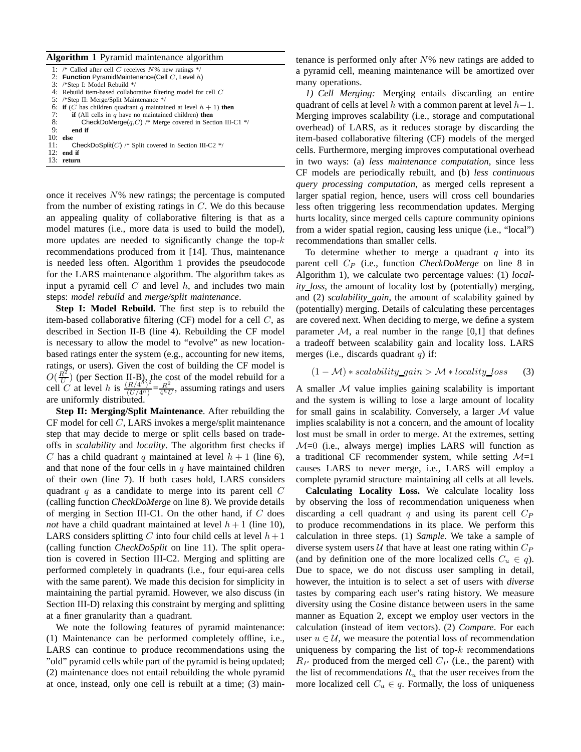**Algorithm 1** Pyramid maintenance algorithm

```
1:  /* Called after cell C receives N% new ratings */
2:  Function PyramidMaintenance(Cell C, Level h)
3:  /*Step I: Model Rebuild */
4:  Rebuild item-based collaborative filtering model for cell C
5:  /*Step II: Merge/Split Maintenance */
6:  if (C has children quadrant q maintained at level h + 1) then
7:      if (All cells in q have no maintained children) then
8:          CheckDoMerge(q,C) /* Merge covered in Section III-C1 */
9:      end if
10: else
11:     CheckDoSplit(C) /* Split covered in Section III-C2 */
12: end if
13: return
```

once it receives $N$% new ratings; the percentage is computed from the number of existing ratings in $C$. We do this because an appealing quality of collaborative filtering is that as a model matures (i.e., more data is used to build the model), more updates are needed to significantly change the top-$k$ recommendations produced from it [14]. Thus, maintenance is needed less often. Algorithm 1 provides the pseudocode for the LARS maintenance algorithm. The algorithm takes as input a pyramid cell $C$ and level $h$, and includes two main steps: *model rebuild* and *merge/split maintenance*.

**Step I: Model Rebuild.** The first step is to rebuild the item-based collaborative filtering (CF) model for a cell $C$, as described in Section II-B (line 4). Rebuilding the CF model is necessary to allow the model to "evolve" as new location-based ratings enter the system (e.g., accounting for new items, ratings, or users). Given the cost of building the CF model is $O(\frac{R^2}{U})$ (per Section II-B), the cost of the model rebuild for a cell $C$ at level $h$ is $\frac{(R/4^h)^2}{(U/4^h)}=\frac{R^2}{4^h U}$, assuming ratings and users are uniformly distributed.

**Step II: Merging/Split Maintenance**. After rebuilding the CF model for cell $C$, LARS invokes a merge/split maintenance step that may decide to merge or split cells based on trade-offs in *scalability* and *locality*. The algorithm first checks if $C$ has a child quadrant $q$ maintained at level $h+1$ (line 6), and that none of the four cells in $q$ have maintained children of their own (line 7). If both cases hold, LARS considers quadrant $q$ as a candidate to merge into its parent cell $C$ (calling function *CheckDoMerge* on line 8). We provide details of merging in Section III-C1. On the other hand, if $C$ does *not* have a child quadrant maintained at level $h+1$ (line 10), LARS considers splitting $C$ into four child cells at level $h+1$ (calling function *CheckDoSplit* on line 11). The split operation is covered in Section III-C2. Merging and splitting are performed completely in quadrants (i.e., four equi-area cells with the same parent). We made this decision for simplicity in maintaining the partial pyramid. However, we also discuss (in Section III-D) relaxing this constraint by merging and splitting at a finer granularity than a quadrant.

We note the following features of pyramid maintenance: (1) Maintenance can be performed completely offline, i.e., LARS can continue to produce recommendations using the "old" pyramid cells while part of the pyramid is being updated; (2) maintenance does not entail rebuilding the whole pyramid at once, instead, only one cell is rebuilt at a time; (3) maintenance is performed only after $N$% new ratings are added to a pyramid cell, meaning maintenance will be amortized over many operations.

*1) Cell Merging:* Merging entails discarding an entire quadrant of cells at level $h$ with a common parent at level $h-1$. Merging improves scalability (i.e., storage and computational overhead) of LARS, as it reduces storage by discarding the item-based collaborative filtering (CF) models of the merged cells. Furthermore, merging improves computational overhead in two ways: (a) *less maintenance computation*, since less CF models are periodically rebuilt, and (b) *less continuous query processing computation*, as merged cells represent a larger spatial region, hence, users will cross cell boundaries less often triggering less recommendation updates. Merging hurts locality, since merged cells capture community opinions from a wider spatial region, causing less unique (i.e., "local") recommendations than smaller cells.

To determine whether to merge a quadrant $q$ into its parent cell $C_P$ (i.e., function *CheckDoMerge* on line 8 in Algorithm 1), we calculate two percentage values: (1) *locality_loss*, the amount of locality lost by (potentially) merging, and (2) *scalability_gain*, the amount of scalability gained by (potentially) merging. Details of calculating these percentages are covered next. When deciding to merge, we define a system parameter $\mathcal{M}$, a real number in the range [0,1] that defines a tradeoff between scalability gain and locality loss. LARS merges (i.e., discards quadrant $q$) if:

$$(1-\mathcal{M}) * scalability\_gain > \mathcal{M} * locality\_loss \qquad (3)$$

A smaller $\mathcal{M}$ value implies gaining scalability is important and the system is willing to lose a large amount of locality for small gains in scalability. Conversely, a larger $\mathcal{M}$ value implies scalability is not a concern, and the amount of locality lost must be small in order to merge. At the extremes, setting $\mathcal{M}$=0 (i.e., always merge) implies LARS will function as a traditional CF recommender system, while setting $\mathcal{M}$=1 causes LARS to never merge, i.e., LARS will employ a complete pyramid structure maintaining all cells at all levels.

**Calculating Locality Loss.** We calculate locality loss by observing the loss of recommendation uniqueness when discarding a cell quadrant $q$ and using its parent cell $C_P$ to produce recommendations in its place. We perform this calculation in three steps. (1) *Sample*. We take a sample of diverse system users $\mathcal{U}$ that have at least one rating within $C_P$ (and by definition one of the more localized cells $C_u \in q$). Due to space, we do not discuss user sampling in detail, however, the intuition is to select a set of users with *diverse* tastes by comparing each user's rating history. We measure diversity using the Cosine distance between users in the same manner as Equation 2, except we employ user vectors in the calculation (instead of item vectors). (2) *Compare*. For each user $u \in \mathcal{U}$, we measure the potential loss of recommendation uniqueness by comparing the list of top-$k$ recommendations $R_P$ produced from the merged cell $C_P$ (i.e., the parent) with the list of recommendations $R_u$ that the user receives from the more localized cell $C_u \in q$. Formally, the loss of uniqueness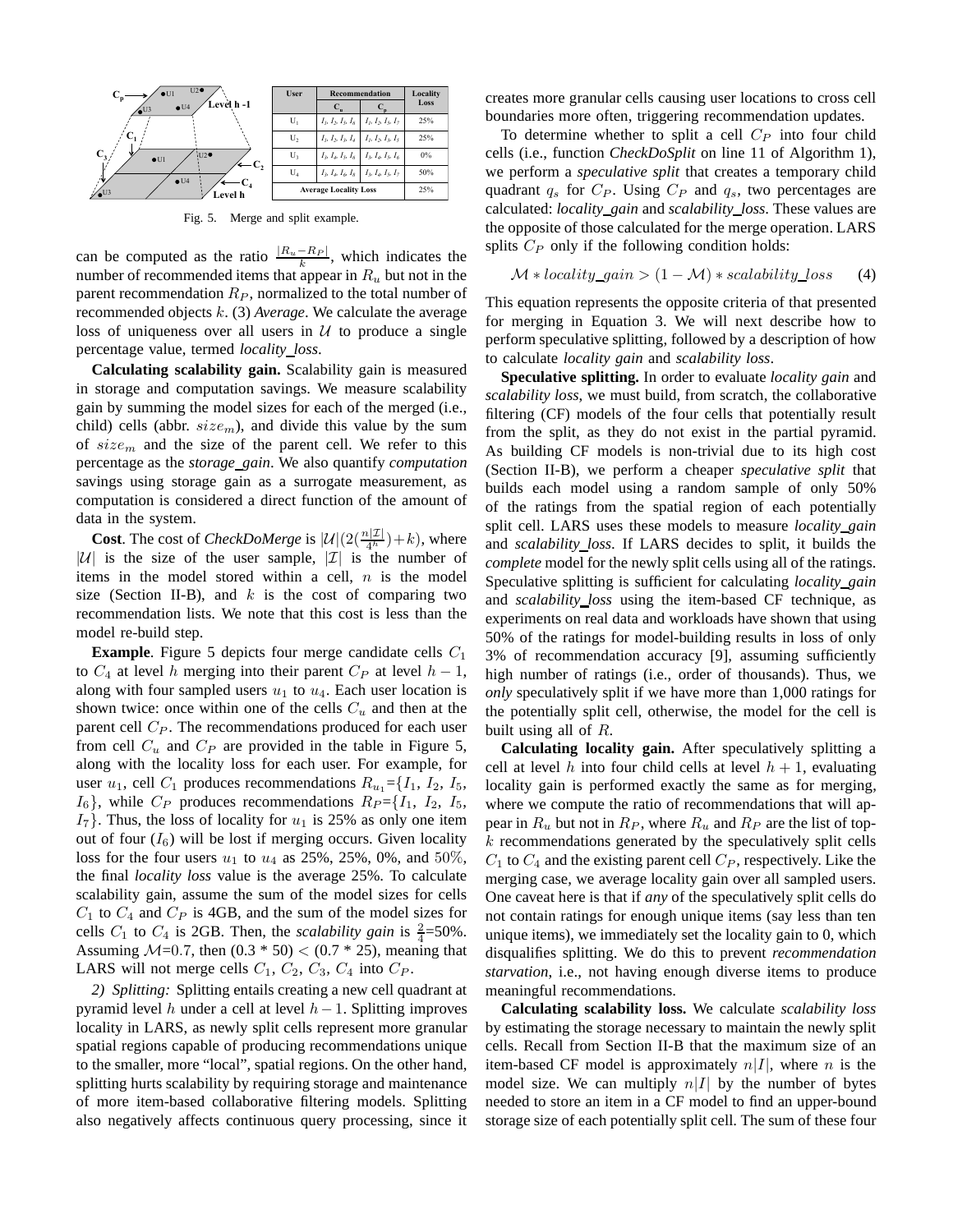| User | Recommendation | | Locality Loss |
|---|---|---|---|
| | $C_u$ | $C_p$ | |
| $U_1$ | $I_1, I_2, I_5, I_6$ | $I_1, I_2, I_5, I_7$ | 25% |
| $U_2$ | $I_1, I_2, I_3, I_4$ | $I_1, I_2, I_3, I_5$ | 25% |
| $U_3$ | $I_3, I_4, I_5, I_6$ | $I_3, I_4, I_5, I_6$ | 0% |
| $U_4$ | $I_3, I_4, I_6, I_8$ | $I_3, I_4, I_5, I_7$ | 50% |
| Average Locality Loss | | | 25% |

Fig. 5. Merge and split example.

can be computed as the ratio $\frac{|R_u - R_P|}{k}$, which indicates the number of recommended items that appear in $R_u$ but not in the parent recommendation $R_P$, normalized to the total number of recommended objects $k$. (3) *Average*. We calculate the average loss of uniqueness over all users in $\mathcal{U}$ to produce a single percentage value, termed *locality_loss*.

**Calculating scalability gain.** Scalability gain is measured in storage and computation savings. We measure scalability gain by summing the model sizes for each of the merged (i.e., child) cells (abbr. $size_m$), and divide this value by the sum of $size_m$ and the size of the parent cell. We refer to this percentage as the *storage_gain*. We also quantify *computation* savings using storage gain as a surrogate measurement, as computation is considered a direct function of the amount of data in the system.

**Cost**. The cost of *CheckDoMerge* is $|\mathcal{U}|(2(\frac{n|\mathcal{I}|}{4^h})+k)$, where $|\mathcal{U}|$ is the size of the user sample, $|\mathcal{I}|$ is the number of items in the model stored within a cell, $n$ is the model size (Section II-B), and $k$ is the cost of comparing two recommendation lists. We note that this cost is less than the model re-build step.

**Example**. Figure 5 depicts four merge candidate cells $C_1$ to $C_4$ at level $h$ merging into their parent $C_P$ at level $h-1$, along with four sampled users $u_1$ to $u_4$. Each user location is shown twice: once within one of the cells $C_u$ and then at the parent cell $C_P$. The recommendations produced for each user from cell $C_u$ and $C_P$ are provided in the table in Figure 5, along with the locality loss for each user. For example, for user $u_1$, cell $C_1$ produces recommendations $R_{u_1}$={$I_1$, $I_2$, $I_5$, $I_6$}, while $C_P$ produces recommendations $R_P$={$I_1$, $I_2$, $I_5$, $I_7$}. Thus, the loss of locality for $u_1$ is 25% as only one item out of four ($I_6$) will be lost if merging occurs. Given locality loss for the four users $u_1$ to $u_4$ as 25%, 25%, 0%, and 50%, the final *locality loss* value is the average 25%. To calculate scalability gain, assume the sum of the model sizes for cells $C_1$ to $C_4$ and $C_P$ is 4GB, and the sum of the model sizes for cells $C_1$ to $C_4$ is 2GB. Then, the *scalability gain* is $\frac{2}{4}$=50%. Assuming $\mathcal{M}$=0.7, then (0.3 * 50) < (0.7 * 25), meaning that LARS will not merge cells $C_1$, $C_2$, $C_3$, $C_4$ into $C_P$.

*2) Splitting:* Splitting entails creating a new cell quadrant at pyramid level $h$ under a cell at level $h-1$. Splitting improves locality in LARS, as newly split cells represent more granular spatial regions capable of producing recommendations unique to the smaller, more "local", spatial regions. On the other hand, splitting hurts scalability by requiring storage and maintenance of more item-based collaborative filtering models. Splitting also negatively affects continuous query processing, since it creates more granular cells causing user locations to cross cell boundaries more often, triggering recommendation updates.

To determine whether to split a cell $C_P$ into four child cells (i.e., function *CheckDoSplit* on line 11 of Algorithm 1), we perform a *speculative split* that creates a temporary child quadrant $q_s$ for $C_P$. Using $C_P$ and $q_s$, two percentages are calculated: *locality_gain* and *scalability_loss*. These values are the opposite of those calculated for the merge operation. LARS splits $C_P$ only if the following condition holds:

$$\mathcal{M} * locality\_gain > (1 - \mathcal{M}) * scalability\_loss \qquad (4)$$

This equation represents the opposite criteria of that presented for merging in Equation 3. We will next describe how to perform speculative splitting, followed by a description of how to calculate *locality gain* and *scalability loss*.

**Speculative splitting.** In order to evaluate *locality gain* and *scalability loss*, we must build, from scratch, the collaborative filtering (CF) models of the four cells that potentially result from the split, as they do not exist in the partial pyramid. As building CF models is non-trivial due to its high cost (Section II-B), we perform a cheaper *speculative split* that builds each model using a random sample of only 50% of the ratings from the spatial region of each potentially split cell. LARS uses these models to measure *locality_gain* and *scalability_loss*. If LARS decides to split, it builds the *complete* model for the newly split cells using all of the ratings. Speculative splitting is sufficient for calculating *locality_gain* and *scalability_loss* using the item-based CF technique, as experiments on real data and workloads have shown that using 50% of the ratings for model-building results in loss of only 3% of recommendation accuracy [9], assuming sufficiently high number of ratings (i.e., order of thousands). Thus, we *only* speculatively split if we have more than 1,000 ratings for the potentially split cell, otherwise, the model for the cell is built using all of $R$.

**Calculating locality gain.** After speculatively splitting a cell at level $h$ into four child cells at level $h+1$, evaluating locality gain is performed exactly the same as for merging, where we compute the ratio of recommendations that will appear in $R_u$ but not in $R_P$, where $R_u$ and $R_P$ are the list of top-$k$ recommendations generated by the speculatively split cells $C_1$ to $C_4$ and the existing parent cell $C_P$, respectively. Like the merging case, we average locality gain over all sampled users. One caveat here is that if *any* of the speculatively split cells do not contain ratings for enough unique items (say less than ten unique items), we immediately set the locality gain to 0, which disqualifies splitting. We do this to prevent *recommendation starvation*, i.e., not having enough diverse items to produce meaningful recommendations.

**Calculating scalability loss.** We calculate *scalability loss* by estimating the storage necessary to maintain the newly split cells. Recall from Section II-B that the maximum size of an item-based CF model is approximately $n|I|$, where $n$ is the model size. We can multiply $n|I|$ by the number of bytes needed to store an item in a CF model to find an upper-bound storage size of each potentially split cell. The sum of these four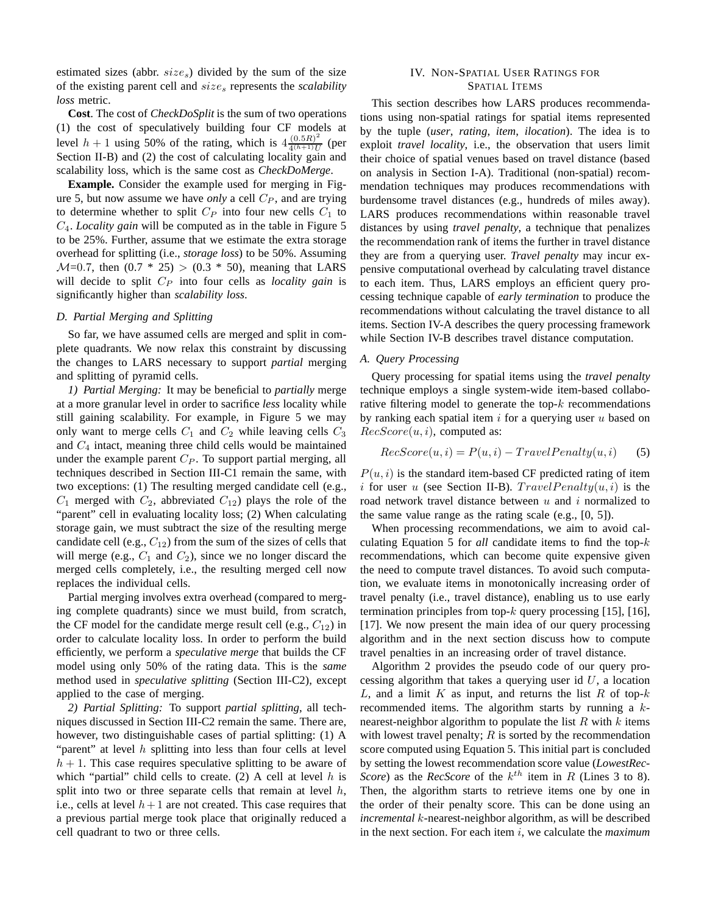estimated sizes (abbr. $size_s$) divided by the sum of the size of the existing parent cell and $size_s$ represents the *scalability loss* metric.

**Cost**. The cost of *CheckDoSplit* is the sum of two operations (1) the cost of speculatively building four CF models at level $h+1$ using 50% of the rating, which is $4\frac{(0.5R)^2}{4^{(h+1)}U}$ (per Section II-B) and (2) the cost of calculating locality gain and scalability loss, which is the same cost as *CheckDoMerge*.

**Example.** Consider the example used for merging in Figure 5, but now assume we have *only* a cell $C_P$, and are trying to determine whether to split $C_P$ into four new cells $C_1$ to $C_4$. *Locality gain* will be computed as in the table in Figure 5 to be 25%. Further, assume that we estimate the extra storage overhead for splitting (i.e., *storage loss*) to be 50%. Assuming $\mathcal{M}$=0.7, then (0.7 * 25) > (0.3 * 50), meaning that LARS will decide to split $C_P$ into four cells as *locality gain* is significantly higher than *scalability loss*.

### D. Partial Merging and Splitting

So far, we have assumed cells are merged and split in complete quadrants. We now relax this constraint by discussing the changes to LARS necessary to support *partial* merging and splitting of pyramid cells.

*1) Partial Merging:* It may be beneficial to *partially* merge at a more granular level in order to sacrifice *less* locality while still gaining scalability. For example, in Figure 5 we may only want to merge cells $C_1$ and $C_2$ while leaving cells $C_3$ and $C_4$ intact, meaning three child cells would be maintained under the example parent $C_P$. To support partial merging, all techniques described in Section III-C1 remain the same, with two exceptions: (1) The resulting merged candidate cell (e.g., $C_1$ merged with $C_2$, abbreviated $C_{12}$) plays the role of the "parent" cell in evaluating locality loss; (2) When calculating storage gain, we must subtract the size of the resulting merge candidate cell (e.g., $C_{12}$) from the sum of the sizes of cells that will merge (e.g., $C_1$ and $C_2$), since we no longer discard the merged cells completely, i.e., the resulting merged cell now replaces the individual cells.

Partial merging involves extra overhead (compared to merging complete quadrants) since we must build, from scratch, the CF model for the candidate merge result cell (e.g., $C_{12}$) in order to calculate locality loss. In order to perform the build efficiently, we perform a *speculative merge* that builds the CF model using only 50% of the rating data. This is the *same* method used in *speculative splitting* (Section III-C2), except applied to the case of merging.

*2) Partial Splitting:* To support *partial splitting*, all techniques discussed in Section III-C2 remain the same. There are, however, two distinguishable cases of partial splitting: (1) A "parent" at level $h$ splitting into less than four cells at level $h+1$. This case requires speculative splitting to be aware of which "partial" child cells to create. (2) A cell at level $h$ is split into two or three separate cells that remain at level $h$, i.e., cells at level $h+1$ are not created. This case requires that a previous partial merge took place that originally reduced a cell quadrant to two or three cells.

## IV. Non-Spatial User Ratings for Spatial Items

This section describes how LARS produces recommendations using non-spatial ratings for spatial items represented by the tuple (*user*, *rating*, *item*, *ilocation*). The idea is to exploit *travel locality*, i.e., the observation that users limit their choice of spatial venues based on travel distance (based on analysis in Section I-A). Traditional (non-spatial) recommendation techniques may produces recommendations with burdensome travel distances (e.g., hundreds of miles away). LARS produces recommendations within reasonable travel distances by using *travel penalty*, a technique that penalizes the recommendation rank of items the further in travel distance they are from a querying user. *Travel penalty* may incur expensive computational overhead by calculating travel distance to each item. Thus, LARS employs an efficient query processing technique capable of *early termination* to produce the recommendations without calculating the travel distance to all items. Section IV-A describes the query processing framework while Section IV-B describes travel distance computation.

### A. Query Processing

Query processing for spatial items using the *travel penalty* technique employs a single system-wide item-based collaborative filtering model to generate the top-$k$ recommendations by ranking each spatial item $i$ for a querying user $u$ based on $RecScore(u,i)$, computed as:

$$RecScore(u,i) = P(u,i) - TravelPenalty(u,i) \qquad (5)$$

$P(u,i)$ is the standard item-based CF predicted rating of item $i$ for user $u$ (see Section II-B). $TravelPenalty(u,i)$ is the road network travel distance between $u$ and $i$ normalized to the same value range as the rating scale (e.g., [0, 5]).

When processing recommendations, we aim to avoid calculating Equation 5 for *all* candidate items to find the top-$k$ recommendations, which can become quite expensive given the need to compute travel distances. To avoid such computation, we evaluate items in monotonically increasing order of travel penalty (i.e., travel distance), enabling us to use early termination principles from top-$k$ query processing [15], [16], [17]. We now present the main idea of our query processing algorithm and in the next section discuss how to compute travel penalties in an increasing order of travel distance.

Algorithm 2 provides the pseudo code of our query processing algorithm that takes a querying user id $U$, a location $L$, and a limit $K$ as input, and returns the list $R$ of top-$k$ recommended items. The algorithm starts by running a $k$-nearest-neighbor algorithm to populate the list $R$ with $k$ items with lowest travel penalty; $R$ is sorted by the recommendation score computed using Equation 5. This initial part is concluded by setting the lowest recommendation score value (*LowestRecScore*) as the *RecScore* of the $k^{th}$ item in $R$ (Lines 3 to 8). Then, the algorithm starts to retrieve items one by one in the order of their penalty score. This can be done using an *incremental* $k$-nearest-neighbor algorithm, as will be described in the next section. For each item $i$, we calculate the *maximum*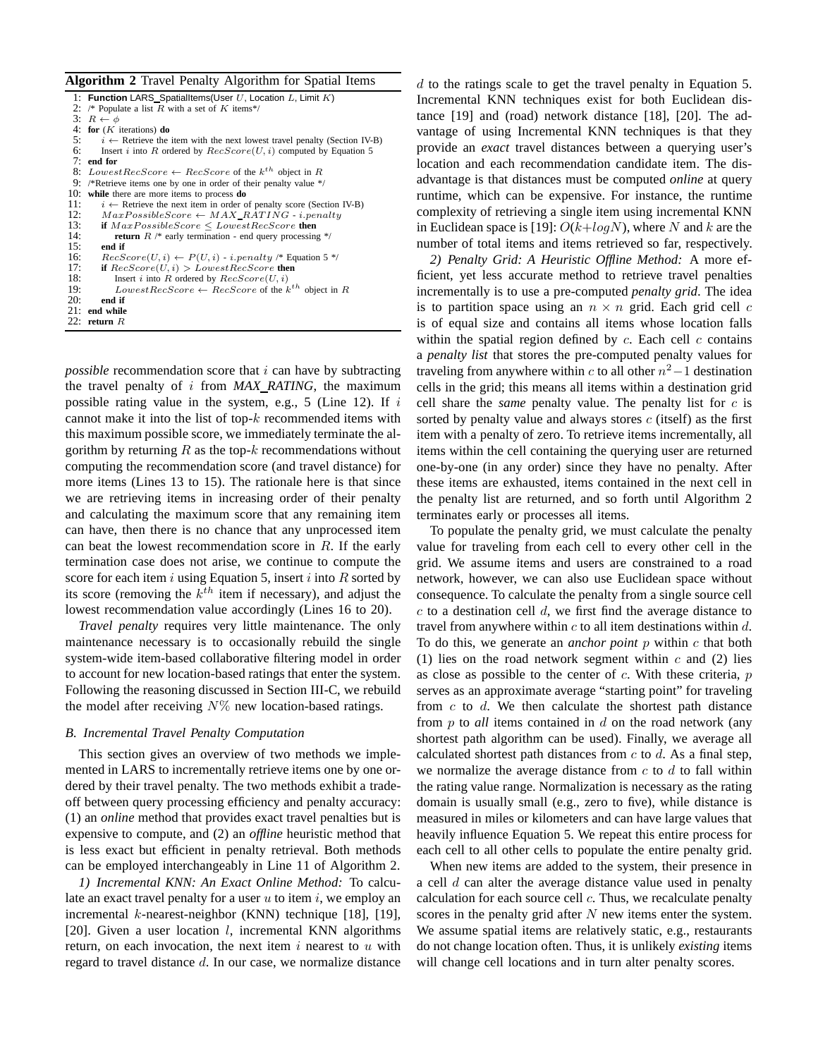**Algorithm 2** Travel Penalty Algorithm for Spatial Items

```
1: Function LARS_SpatialItems(User U, Location L, Limit K)
2: /* Populate a list R with a set of K items*/
3: R ← φ
4: for (K iterations) do
5:     i ← Retrieve the item with the next lowest travel penalty (Section IV-B)
6:     Insert i into R ordered by RecScore(U, i) computed by Equation 5
7: end for
8: LowestRecScore ← RecScore of the k^th object in R
9: /*Retrieve items one by one in order of their penalty value */
10: while there are more items to process do
11:     i ← Retrieve the next item in order of penalty score (Section IV-B)
12:     MaxPossibleScore ← MAX_RATING - i.penalty
13:     if MaxPossibleScore ≤ LowestRecScore then
14:         return R /* early termination - end query processing */
15:     end if
16:     RecScore(U, i) ← P(U, i) - i.penalty /* Equation 5 */
17:     if RecScore(U, i) > LowestRecScore then
18:         Insert i into R ordered by RecScore(U, i)
19:         LowestRecScore ← RecScore of the k^th object in R
20:     end if
21: end while
22: return R
```

*possible* recommendation score that $i$ can have by subtracting the travel penalty of $i$ from *MAX_RATING*, the maximum possible rating value in the system, e.g., 5 (Line 12). If $i$ cannot make it into the list of top-$k$ recommended items with this maximum possible score, we immediately terminate the algorithm by returning $R$ as the top-$k$ recommendations without computing the recommendation score (and travel distance) for more items (Lines 13 to 15). The rationale here is that since we are retrieving items in increasing order of their penalty and calculating the maximum score that any remaining item can have, then there is no chance that any unprocessed item can beat the lowest recommendation score in $R$. If the early termination case does not arise, we continue to compute the score for each item $i$ using Equation 5, insert $i$ into $R$ sorted by its score (removing the $k^{th}$ item if necessary), and adjust the lowest recommendation value accordingly (Lines 16 to 20).

*Travel penalty* requires very little maintenance. The only maintenance necessary is to occasionally rebuild the single system-wide item-based collaborative filtering model in order to account for new location-based ratings that enter the system. Following the reasoning discussed in Section III-C, we rebuild the model after receiving $N\%$ new location-based ratings.

### B. Incremental Travel Penalty Computation

This section gives an overview of two methods we implemented in LARS to incrementally retrieve items one by one ordered by their travel penalty. The two methods exhibit a trade-off between query processing efficiency and penalty accuracy: (1) an *online* method that provides exact travel penalties but is expensive to compute, and (2) an *offline* heuristic method that is less exact but efficient in penalty retrieval. Both methods can be employed interchangeably in Line 11 of Algorithm 2.

*1) Incremental KNN: An Exact Online Method:* To calculate an exact travel penalty for a user $u$ to item $i$, we employ an incremental $k$-nearest-neighbor (KNN) technique [18], [19], [20]. Given a user location $l$, incremental KNN algorithms return, on each invocation, the next item $i$ nearest to $u$ with regard to travel distance $d$. In our case, we normalize distance $d$ to the ratings scale to get the travel penalty in Equation 5. Incremental KNN techniques exist for both Euclidean distance [19] and (road) network distance [18], [20]. The advantage of using Incremental KNN techniques is that they provide an *exact* travel distances between a querying user's location and each recommendation candidate item. The disadvantage is that distances must be computed *online* at query runtime, which can be expensive. For instance, the runtime complexity of retrieving a single item using incremental KNN in Euclidean space is [19]: $O(k+logN)$, where $N$ and $k$ are the number of total items and items retrieved so far, respectively.

*2) Penalty Grid: A Heuristic Offline Method:* A more efficient, yet less accurate method to retrieve travel penalties incrementally is to use a pre-computed *penalty grid*. The idea is to partition space using an $n \times n$ grid. Each grid cell $c$ is of equal size and contains all items whose location falls within the spatial region defined by $c$. Each cell $c$ contains a *penalty list* that stores the pre-computed penalty values for traveling from anywhere within $c$ to all other $n^2-1$ destination cells in the grid; this means all items within a destination grid cell share the *same* penalty value. The penalty list for $c$ is sorted by penalty value and always stores $c$ (itself) as the first item with a penalty of zero. To retrieve items incrementally, all items within the cell containing the querying user are returned one-by-one (in any order) since they have no penalty. After these items are exhausted, items contained in the next cell in the penalty list are returned, and so forth until Algorithm 2 terminates early or processes all items.

To populate the penalty grid, we must calculate the penalty value for traveling from each cell to every other cell in the grid. We assume items and users are constrained to a road network, however, we can also use Euclidean space without consequence. To calculate the penalty from a single source cell $c$ to a destination cell $d$, we first find the average distance to travel from anywhere within $c$ to all item destinations within $d$. To do this, we generate an *anchor point* $p$ within $c$ that both (1) lies on the road network segment within $c$ and (2) lies as close as possible to the center of $c$. With these criteria, $p$ serves as an approximate average "starting point" for traveling from $c$ to $d$. We then calculate the shortest path distance from $p$ to *all* items contained in $d$ on the road network (any shortest path algorithm can be used). Finally, we average all calculated shortest path distances from $c$ to $d$. As a final step, we normalize the average distance from $c$ to $d$ to fall within the rating value range. Normalization is necessary as the rating domain is usually small (e.g., zero to five), while distance is measured in miles or kilometers and can have large values that heavily influence Equation 5. We repeat this entire process for each cell to all other cells to populate the entire penalty grid.

When new items are added to the system, their presence in a cell $d$ can alter the average distance value used in penalty calculation for each source cell $c$. Thus, we recalculate penalty scores in the penalty grid after $N$ new items enter the system. We assume spatial items are relatively static, e.g., restaurants do not change location often. Thus, it is unlikely *existing* items will change cell locations and in turn alter penalty scores.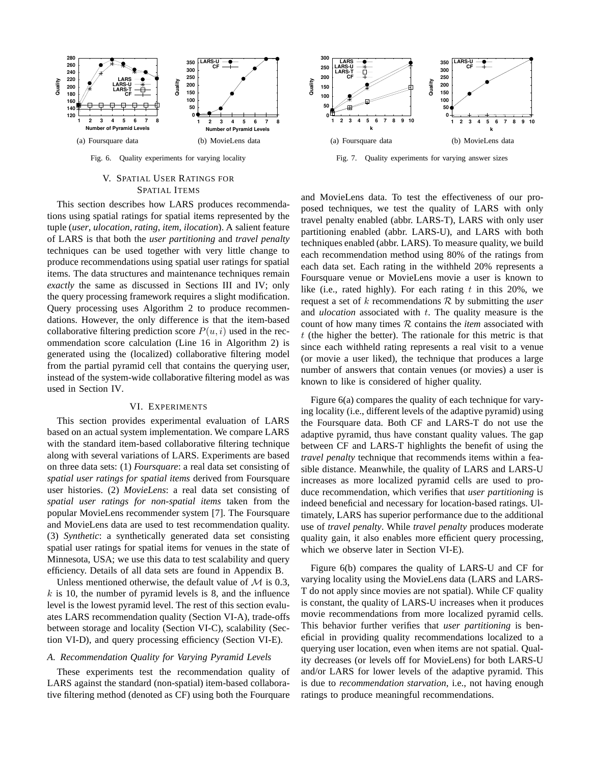(a) Foursquare data

(b) MovieLens data

Fig. 6. Quality experiments for varying locality

(a) Foursquare data

(b) MovieLens data

Fig. 7. Quality experiments for varying answer sizes

## V. Spatial User Ratings for Spatial Items

This section describes how LARS produces recommendations using spatial ratings for spatial items represented by the tuple (*user*, *ulocation*, *rating*, *item*, *ilocation*). A salient feature of LARS is that both the *user partitioning* and *travel penalty* techniques can be used together with very little change to produce recommendations using spatial user ratings for spatial items. The data structures and maintenance techniques remain *exactly* the same as discussed in Sections III and IV; only the query processing framework requires a slight modification. Query processing uses Algorithm 2 to produce recommendations. However, the only difference is that the item-based collaborative filtering prediction score $P(u, i)$ used in the recommendation score calculation (Line 16 in Algorithm 2) is generated using the (localized) collaborative filtering model from the partial pyramid cell that contains the querying user, instead of the system-wide collaborative filtering model as was used in Section IV.

## VI. Experiments

This section provides experimental evaluation of LARS based on an actual system implementation. We compare LARS with the standard item-based collaborative filtering technique along with several variations of LARS. Experiments are based on three data sets: (1) *Foursquare*: a real data set consisting of *spatial user ratings for spatial items* derived from Foursquare user histories. (2) *MovieLens*: a real data set consisting of *spatial user ratings for non-spatial items* taken from the popular MovieLens recommender system [7]. The Foursquare and MovieLens data are used to test recommendation quality. (3) *Synthetic*: a synthetically generated data set consisting spatial user ratings for spatial items for venues in the state of Minnesota, USA; we use this data to test scalability and query efficiency. Details of all data sets are found in Appendix B.

Unless mentioned otherwise, the default value of $\mathcal{M}$ is 0.3, $k$ is 10, the number of pyramid levels is 8, and the influence level is the lowest pyramid level. The rest of this section evaluates LARS recommendation quality (Section VI-A), trade-offs between storage and locality (Section VI-C), scalability (Section VI-D), and query processing efficiency (Section VI-E).

### A. Recommendation Quality for Varying Pyramid Levels

These experiments test the recommendation quality of LARS against the standard (non-spatial) item-based collaborative filtering method (denoted as CF) using both the Fourquare and MovieLens data. To test the effectiveness of our proposed techniques, we test the quality of LARS with only travel penalty enabled (abbr. LARS-T), LARS with only user partitioning enabled (abbr. LARS-U), and LARS with both techniques enabled (abbr. LARS). To measure quality, we build each recommendation method using 80% of the ratings from each data set. Each rating in the withheld 20% represents a Foursquare venue or MovieLens movie a user is known to like (i.e., rated highly). For each rating $t$ in this 20%, we request a set of $k$ recommendations $\mathcal{R}$ by submitting the *user* and *ulocation* associated with $t$. The quality measure is the count of how many times $\mathcal{R}$ contains the *item* associated with $t$ (the higher the better). The rationale for this metric is that since each withheld rating represents a real visit to a venue (or movie a user liked), the technique that produces a large number of answers that contain venues (or movies) a user is known to like is considered of higher quality.

Figure 6(a) compares the quality of each technique for varying locality (i.e., different levels of the adaptive pyramid) using the Foursquare data. Both CF and LARS-T do not use the adaptive pyramid, thus have constant quality values. The gap between CF and LARS-T highlights the benefit of using the *travel penalty* technique that recommends items within a feasible distance. Meanwhile, the quality of LARS and LARS-U increases as more localized pyramid cells are used to produce recommendation, which verifies that *user partitioning* is indeed beneficial and necessary for location-based ratings. Ultimately, LARS has superior performance due to the additional use of *travel penalty*. While *travel penalty* produces moderate quality gain, it also enables more efficient query processing, which we observe later in Section VI-E).

Figure 6(b) compares the quality of LARS-U and CF for varying locality using the MovieLens data (LARS and LARS-T do not apply since movies are not spatial). While CF quality is constant, the quality of LARS-U increases when it produces movie recommendations from more localized pyramid cells. This behavior further verifies that *user partitioning* is beneficial in providing quality recommendations localized to a querying user location, even when items are not spatial. Quality decreases (or levels off for MovieLens) for both LARS-U and/or LARS for lower levels of the adaptive pyramid. This is due to *recommendation starvation*, i.e., not having enough ratings to produce meaningful recommendations.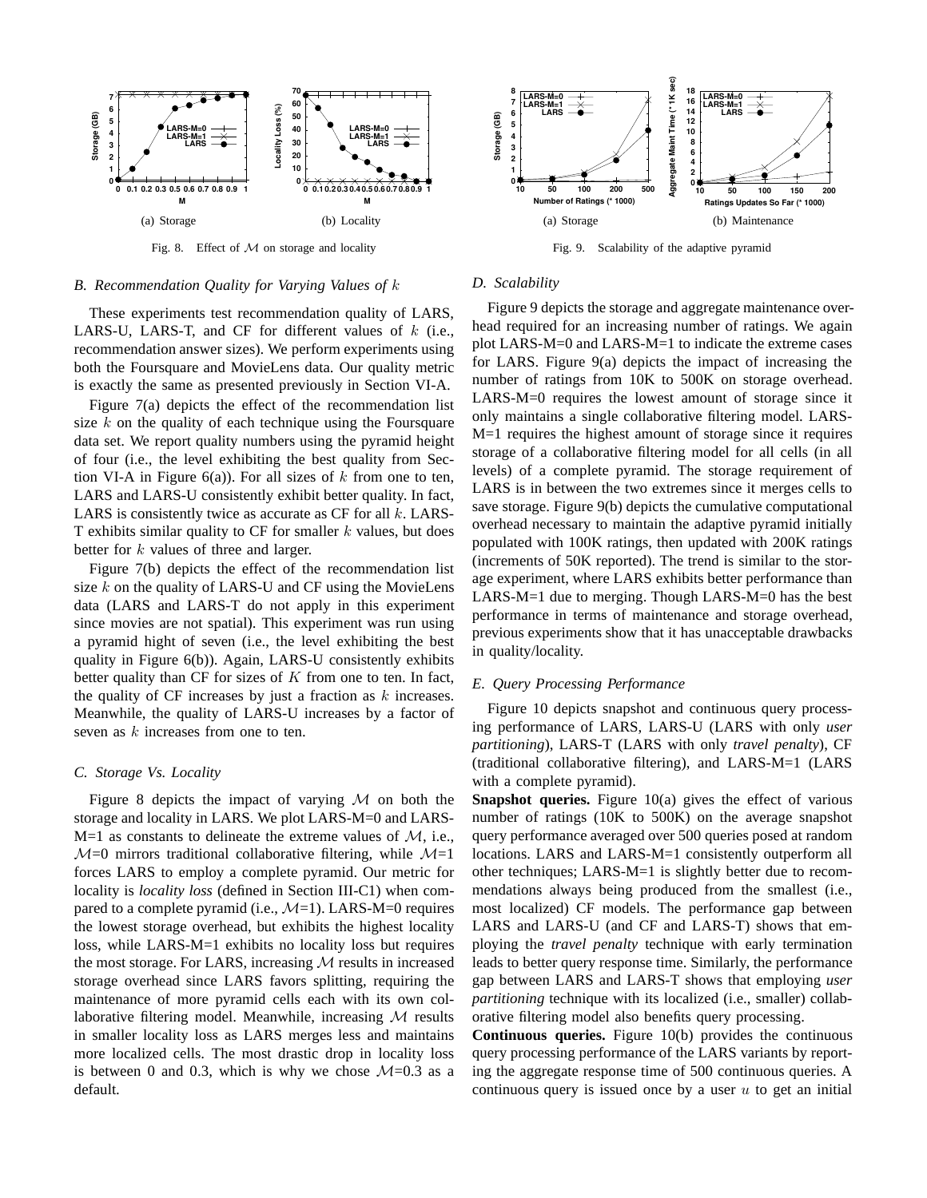Fig. 8. Effect of $\mathcal{M}$ on storage and locality

(a) Storage

(b) Locality

Fig. 9. Scalability of the adaptive pyramid

(a) Storage

(b) Maintenance

### *B. Recommendation Quality for Varying Values of $k$*

These experiments test recommendation quality of LARS, LARS-U, LARS-T, and CF for different values of $k$ (i.e., recommendation answer sizes). We perform experiments using both the Foursquare and MovieLens data. Our quality metric is exactly the same as presented previously in Section VI-A.

Figure 7(a) depicts the effect of the recommendation list size $k$ on the quality of each technique using the Foursquare data set. We report quality numbers using the pyramid height of four (i.e., the level exhibiting the best quality from Section VI-A in Figure 6(a)). For all sizes of $k$ from one to ten, LARS and LARS-U consistently exhibit better quality. In fact, LARS is consistently twice as accurate as CF for all $k$. LARS-T exhibits similar quality to CF for smaller $k$ values, but does better for $k$ values of three and larger.

Figure 7(b) depicts the effect of the recommendation list size $k$ on the quality of LARS-U and CF using the MovieLens data (LARS and LARS-T do not apply in this experiment since movies are not spatial). This experiment was run using a pyramid hight of seven (i.e., the level exhibiting the best quality in Figure 6(b)). Again, LARS-U consistently exhibits better quality than CF for sizes of $K$ from one to ten. In fact, the quality of CF increases by just a fraction as $k$ increases. Meanwhile, the quality of LARS-U increases by a factor of seven as $k$ increases from one to ten.

### *C. Storage Vs. Locality*

Figure 8 depicts the impact of varying $\mathcal{M}$ on both the storage and locality in LARS. We plot LARS-M=0 and LARS-M=1 as constants to delineate the extreme values of $\mathcal{M}$, i.e., $\mathcal{M}$=0 mirrors traditional collaborative filtering, while $\mathcal{M}$=1 forces LARS to employ a complete pyramid. Our metric for locality is *locality loss* (defined in Section III-C1) when compared to a complete pyramid (i.e., $\mathcal{M}$=1). LARS-M=0 requires the lowest storage overhead, but exhibits the highest locality loss, while LARS-M=1 exhibits no locality loss but requires the most storage. For LARS, increasing $\mathcal{M}$ results in increased storage overhead since LARS favors splitting, requiring the maintenance of more pyramid cells each with its own collaborative filtering model. Meanwhile, increasing $\mathcal{M}$ results in smaller locality loss as LARS merges less and maintains more localized cells. The most drastic drop in locality loss is between 0 and 0.3, which is why we chose $\mathcal{M}$=0.3 as a default.

### *D. Scalability*

Figure 9 depicts the storage and aggregate maintenance overhead required for an increasing number of ratings. We again plot LARS-M=0 and LARS-M=1 to indicate the extreme cases for LARS. Figure 9(a) depicts the impact of increasing the number of ratings from 10K to 500K on storage overhead. LARS-M=0 requires the lowest amount of storage since it only maintains a single collaborative filtering model. LARS-M=1 requires the highest amount of storage since it requires storage of a collaborative filtering model for all cells (in all levels) of a complete pyramid. The storage requirement of LARS is in between the two extremes since it merges cells to save storage. Figure 9(b) depicts the cumulative computational overhead necessary to maintain the adaptive pyramid initially populated with 100K ratings, then updated with 200K ratings (increments of 50K reported). The trend is similar to the storage experiment, where LARS exhibits better performance than LARS-M=1 due to merging. Though LARS-M=0 has the best performance in terms of maintenance and storage overhead, previous experiments show that it has unacceptable drawbacks in quality/locality.

### *E. Query Processing Performance*

Figure 10 depicts snapshot and continuous query processing performance of LARS, LARS-U (LARS with only *user partitioning*), LARS-T (LARS with only *travel penalty*), CF (traditional collaborative filtering), and LARS-M=1 (LARS with a complete pyramid).

**Snapshot queries.** Figure 10(a) gives the effect of various number of ratings (10K to 500K) on the average snapshot query performance averaged over 500 queries posed at random locations. LARS and LARS-M=1 consistently outperform all other techniques; LARS-M=1 is slightly better due to recommendations always being produced from the smallest (i.e., most localized) CF models. The performance gap between LARS and LARS-U (and CF and LARS-T) shows that employing the *travel penalty* technique with early termination leads to better query response time. Similarly, the performance gap between LARS and LARS-T shows that employing *user partitioning* technique with its localized (i.e., smaller) collaborative filtering model also benefits query processing.

**Continuous queries.** Figure 10(b) provides the continuous query processing performance of the LARS variants by reporting the aggregate response time of 500 continuous queries. A continuous query is issued once by a user $u$ to get an initial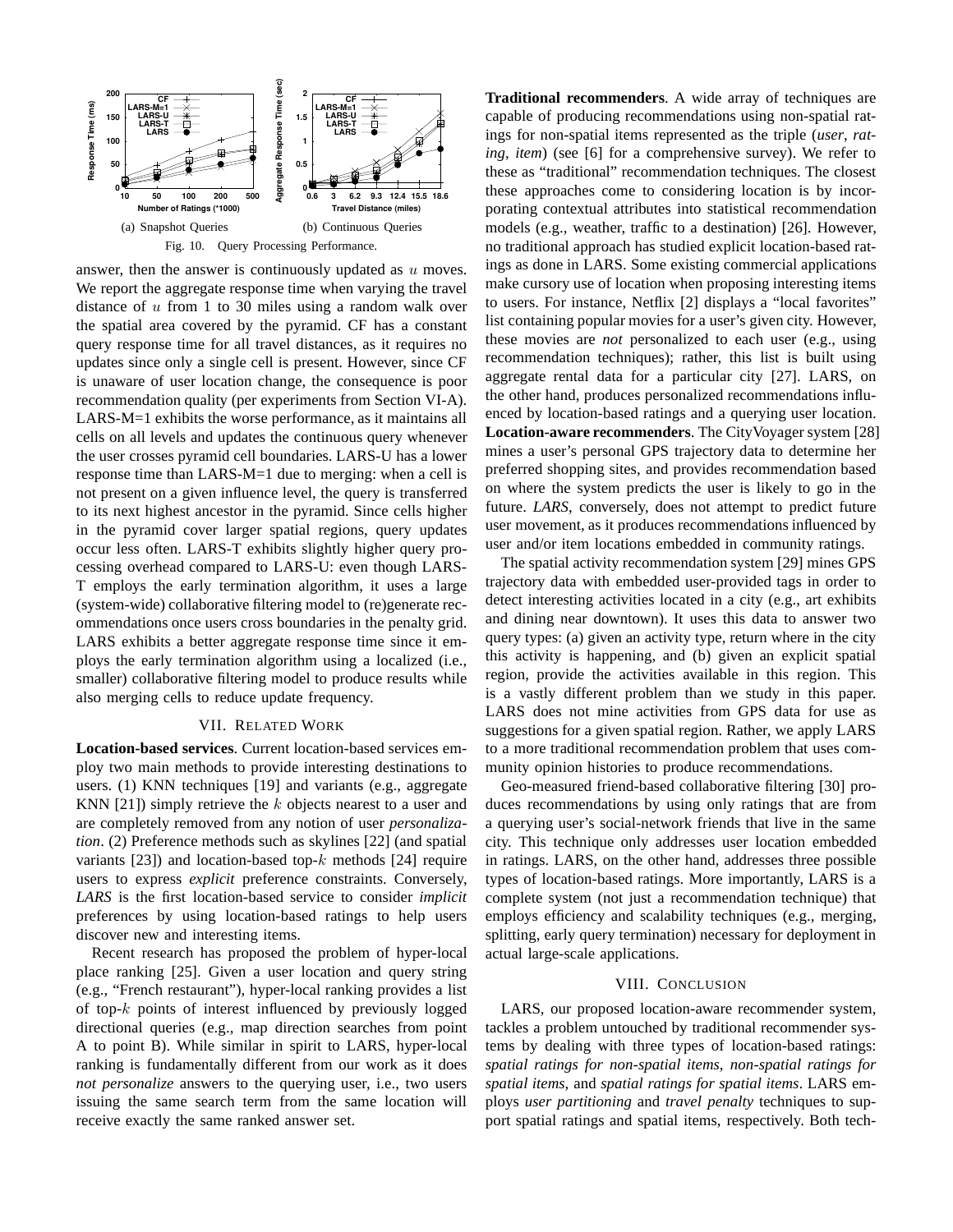(a) Snapshot Queries (b) Continuous Queries

Fig. 10. Query Processing Performance.

answer, then the answer is continuously updated as $u$ moves. We report the aggregate response time when varying the travel distance of $u$ from 1 to 30 miles using a random walk over the spatial area covered by the pyramid. CF has a constant query response time for all travel distances, as it requires no updates since only a single cell is present. However, since CF is unaware of user location change, the consequence is poor recommendation quality (per experiments from Section VI-A). LARS-M=1 exhibits the worse performance, as it maintains all cells on all levels and updates the continuous query whenever the user crosses pyramid cell boundaries. LARS-U has a lower response time than LARS-M=1 due to merging: when a cell is not present on a given influence level, the query is transferred to its next highest ancestor in the pyramid. Since cells higher in the pyramid cover larger spatial regions, query updates occur less often. LARS-T exhibits slightly higher query processing overhead compared to LARS-U: even though LARS-T employs the early termination algorithm, it uses a large (system-wide) collaborative filtering model to (re)generate recommendations once users cross boundaries in the penalty grid. LARS exhibits a better aggregate response time since it employs the early termination algorithm using a localized (i.e., smaller) collaborative filtering model to produce results while also merging cells to reduce update frequency.

## VII. Related Work

**Location-based services**. Current location-based services employ two main methods to provide interesting destinations to users. (1) KNN techniques [19] and variants (e.g., aggregate KNN [21]) simply retrieve the $k$ objects nearest to a user and are completely removed from any notion of user *personalization*. (2) Preference methods such as skylines [22] (and spatial variants [23]) and location-based top-$k$ methods [24] require users to express *explicit* preference constraints. Conversely, *LARS* is the first location-based service to consider *implicit* preferences by using location-based ratings to help users discover new and interesting items.

Recent research has proposed the problem of hyper-local place ranking [25]. Given a user location and query string (e.g., "French restaurant"), hyper-local ranking provides a list of top-$k$ points of interest influenced by previously logged directional queries (e.g., map direction searches from point A to point B). While similar in spirit to LARS, hyper-local ranking is fundamentally different from our work as it does *not personalize* answers to the querying user, i.e., two users issuing the same search term from the same location will receive exactly the same ranked answer set.

**Traditional recommenders**. A wide array of techniques are capable of producing recommendations using non-spatial ratings for non-spatial items represented as the triple (*user*, *rating*, *item*) (see [6] for a comprehensive survey). We refer to these as "traditional" recommendation techniques. The closest these approaches come to considering location is by incorporating contextual attributes into statistical recommendation models (e.g., weather, traffic to a destination) [26]. However, no traditional approach has studied explicit location-based ratings as done in LARS. Some existing commercial applications make cursory use of location when proposing interesting items to users. For instance, Netflix [2] displays a "local favorites" list containing popular movies for a user's given city. However, these movies are *not* personalized to each user (e.g., using recommendation techniques); rather, this list is built using aggregate rental data for a particular city [27]. LARS, on the other hand, produces personalized recommendations influenced by location-based ratings and a querying user location.

**Location-aware recommenders**. The CityVoyager system [28] mines a user's personal GPS trajectory data to determine her preferred shopping sites, and provides recommendation based on where the system predicts the user is likely to go in the future. *LARS*, conversely, does not attempt to predict future user movement, as it produces recommendations influenced by user and/or item locations embedded in community ratings.

The spatial activity recommendation system [29] mines GPS trajectory data with embedded user-provided tags in order to detect interesting activities located in a city (e.g., art exhibits and dining near downtown). It uses this data to answer two query types: (a) given an activity type, return where in the city this activity is happening, and (b) given an explicit spatial region, provide the activities available in this region. This is a vastly different problem than we study in this paper. LARS does not mine activities from GPS data for use as suggestions for a given spatial region. Rather, we apply LARS to a more traditional recommendation problem that uses community opinion histories to produce recommendations.

Geo-measured friend-based collaborative filtering [30] produces recommendations by using only ratings that are from a querying user's social-network friends that live in the same city. This technique only addresses user location embedded in ratings. LARS, on the other hand, addresses three possible types of location-based ratings. More importantly, LARS is a complete system (not just a recommendation technique) that employs efficiency and scalability techniques (e.g., merging, splitting, early query termination) necessary for deployment in actual large-scale applications.

## VIII. Conclusion

LARS, our proposed location-aware recommender system, tackles a problem untouched by traditional recommender systems by dealing with three types of location-based ratings: *spatial ratings for non-spatial items*, *non-spatial ratings for spatial items*, and *spatial ratings for spatial items*. LARS employs *user partitioning* and *travel penalty* techniques to support spatial ratings and spatial items, respectively. Both tech-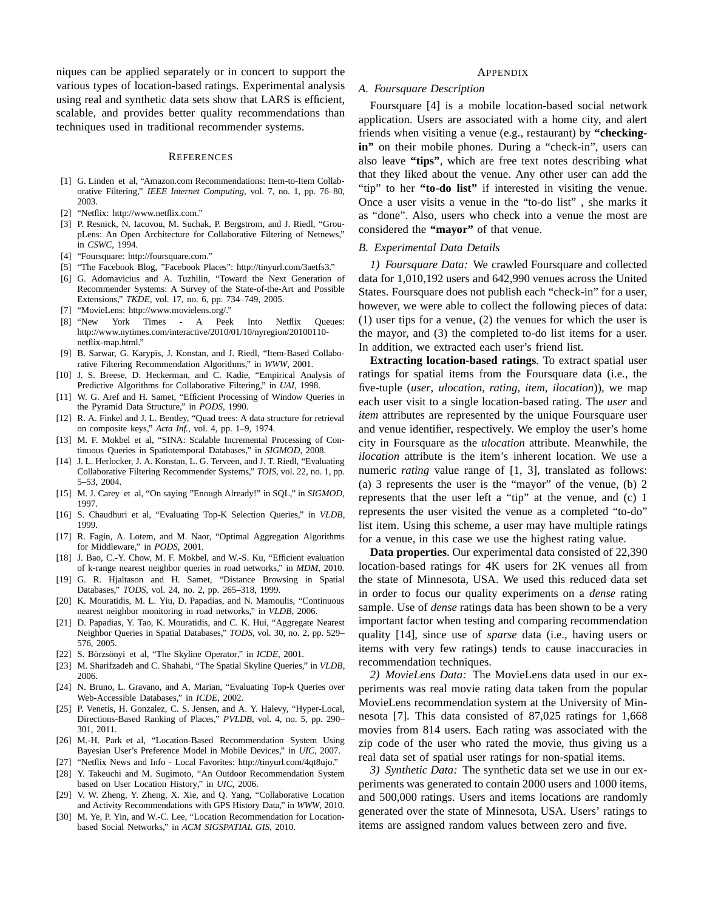niques can be applied separately or in concert to support the various types of location-based ratings. Experimental analysis using real and synthetic data sets show that LARS is efficient, scalable, and provides better quality recommendations than techniques used in traditional recommender systems.

## References

[1] G. Linden et al, "Amazon.com Recommendations: Item-to-Item Collaborative Filtering," *IEEE Internet Computing*, vol. 7, no. 1, pp. 76–80, 2003.

[2] "Netflix: http://www.netflix.com."

[3] P. Resnick, N. Iacovou, M. Suchak, P. Bergstrom, and J. Riedl, "GroupLens: An Open Architecture for Collaborative Filtering of Netnews," in *CSWC*, 1994.

[4] "Foursquare: http://foursquare.com."

[5] "The Facebook Blog, "Facebook Places": http://tinyurl.com/3aetfs3."

[6] G. Adomavicius and A. Tuzhilin, "Toward the Next Generation of Recommender Systems: A Survey of the State-of-the-Art and Possible Extensions," *TKDE*, vol. 17, no. 6, pp. 734–749, 2005.

[7] "MovieLens: http://www.movielens.org/."

[8] "New York Times - A Peek Into Netflix Queues: http://www.nytimes.com/interactive/2010/01/10/nyregion/20100110-netflix-map.html."

[9] B. Sarwar, G. Karypis, J. Konstan, and J. Riedl, "Item-Based Collaborative Filtering Recommendation Algorithms," in *WWW*, 2001.

[10] J. S. Breese, D. Heckerman, and C. Kadie, "Empirical Analysis of Predictive Algorithms for Collaborative Filtering," in *UAI*, 1998.

[11] W. G. Aref and H. Samet, "Efficient Processing of Window Queries in the Pyramid Data Structure," in *PODS*, 1990.

[12] R. A. Finkel and J. L. Bentley, "Quad trees: A data structure for retrieval on composite keys," *Acta Inf.*, vol. 4, pp. 1–9, 1974.

[13] M. F. Mokbel et al, "SINA: Scalable Incremental Processing of Continuous Queries in Spatiotemporal Databases," in *SIGMOD*, 2008.

[14] J. L. Herlocker, J. A. Konstan, L. G. Terveen, and J. T. Riedl, "Evaluating Collaborative Filtering Recommender Systems," *TOIS*, vol. 22, no. 1, pp. 5–53, 2004.

[15] M. J. Carey et al, "On saying "Enough Already!" in SQL," in *SIGMOD*, 1997.

[16] S. Chaudhuri et al, "Evaluating Top-K Selection Queries," in *VLDB*, 1999.

[17] R. Fagin, A. Lotem, and M. Naor, "Optimal Aggregation Algorithms for Middleware," in *PODS*, 2001.

[18] J. Bao, C.-Y. Chow, M. F. Mokbel, and W.-S. Ku, "Efficient evaluation of k-range nearest neighbor queries in road networks," in *MDM*, 2010.

[19] G. R. Hjaltason and H. Samet, "Distance Browsing in Spatial Databases," *TODS*, vol. 24, no. 2, pp. 265–318, 1999.

[20] K. Mouratidis, M. L. Yiu, D. Papadias, and N. Mamoulis, "Continuous nearest neighbor monitoring in road networks," in *VLDB*, 2006.

[21] D. Papadias, Y. Tao, K. Mouratidis, and C. K. Hui, "Aggregate Nearest Neighbor Queries in Spatial Databases," *TODS*, vol. 30, no. 2, pp. 529–576, 2005.

[22] S. Börzsönyi et al, "The Skyline Operator," in *ICDE*, 2001.

[23] M. Sharifzadeh and C. Shahabi, "The Spatial Skyline Queries," in *VLDB*, 2006.

[24] N. Bruno, L. Gravano, and A. Marian, "Evaluating Top-k Queries over Web-Accessible Databases," in *ICDE*, 2002.

[25] P. Venetis, H. Gonzalez, C. S. Jensen, and A. Y. Halevy, "Hyper-Local, Directions-Based Ranking of Places," *PVLDB*, vol. 4, no. 5, pp. 290–301, 2011.

[26] M.-H. Park et al, "Location-Based Recommendation System Using Bayesian User's Preference Model in Mobile Devices," in *UIC*, 2007.

[27] "Netflix News and Info - Local Favorites: http://tinyurl.com/4qt8ujo."

[28] Y. Takeuchi and M. Sugimoto, "An Outdoor Recommendation System based on User Location History," in *UIC*, 2006.

[29] V. W. Zheng, Y. Zheng, X. Xie, and Q. Yang, "Collaborative Location and Activity Recommendations with GPS History Data," in *WWW*, 2010.

[30] M. Ye, P. Yin, and W.-C. Lee, "Location Recommendation for Location-based Social Networks," in *ACM SIGSPATIAL GIS*, 2010.

## Appendix

### A. Foursquare Description

Foursquare [4] is a mobile location-based social network application. Users are associated with a home city, and alert friends when visiting a venue (e.g., restaurant) by **"checking-in"** on their mobile phones. During a "check-in", users can also leave **"tips"**, which are free text notes describing what that they liked about the venue. Any other user can add the "tip" to her **"to-do list"** if interested in visiting the venue. Once a user visits a venue in the "to-do list" , she marks it as "done". Also, users who check into a venue the most are considered the **"mayor"** of that venue.

### B. Experimental Data Details

*1) Foursquare Data:* We crawled Foursquare and collected data for 1,010,192 users and 642,990 venues across the United States. Foursquare does not publish each "check-in" for a user, however, we were able to collect the following pieces of data: (1) user tips for a venue, (2) the venues for which the user is the mayor, and (3) the completed to-do list items for a user. In addition, we extracted each user's friend list.

**Extracting location-based ratings**. To extract spatial user ratings for spatial items from the Foursquare data (i.e., the five-tuple (*user*, *ulocation*, *rating*, *item*, *ilocation*)), we map each user visit to a single location-based rating. The *user* and *item* attributes are represented by the unique Foursquare user and venue identifier, respectively. We employ the user's home city in Foursquare as the *ulocation* attribute. Meanwhile, the *ilocation* attribute is the item's inherent location. We use a numeric *rating* value range of [1, 3], translated as follows: (a) 3 represents the user is the "mayor" of the venue, (b) 2 represents that the user left a "tip" at the venue, and (c) 1 represents the user visited the venue as a completed "to-do" list item. Using this scheme, a user may have multiple ratings for a venue, in this case we use the highest rating value.

**Data properties**. Our experimental data consisted of 22,390 location-based ratings for 4K users for 2K venues all from the state of Minnesota, USA. We used this reduced data set in order to focus our quality experiments on a *dense* rating sample. Use of *dense* ratings data has been shown to be a very important factor when testing and comparing recommendation quality [14], since use of *sparse* data (i.e., having users or items with very few ratings) tends to cause inaccuracies in recommendation techniques.

*2) MovieLens Data:* The MovieLens data used in our experiments was real movie rating data taken from the popular MovieLens recommendation system at the University of Minnesota [7]. This data consisted of 87,025 ratings for 1,668 movies from 814 users. Each rating was associated with the zip code of the user who rated the movie, thus giving us a real data set of spatial user ratings for non-spatial items.

*3) Synthetic Data:* The synthetic data set we use in our experiments was generated to contain 2000 users and 1000 items, and 500,000 ratings. Users and items locations are randomly generated over the state of Minnesota, USA. Users' ratings to items are assigned random values between zero and five.